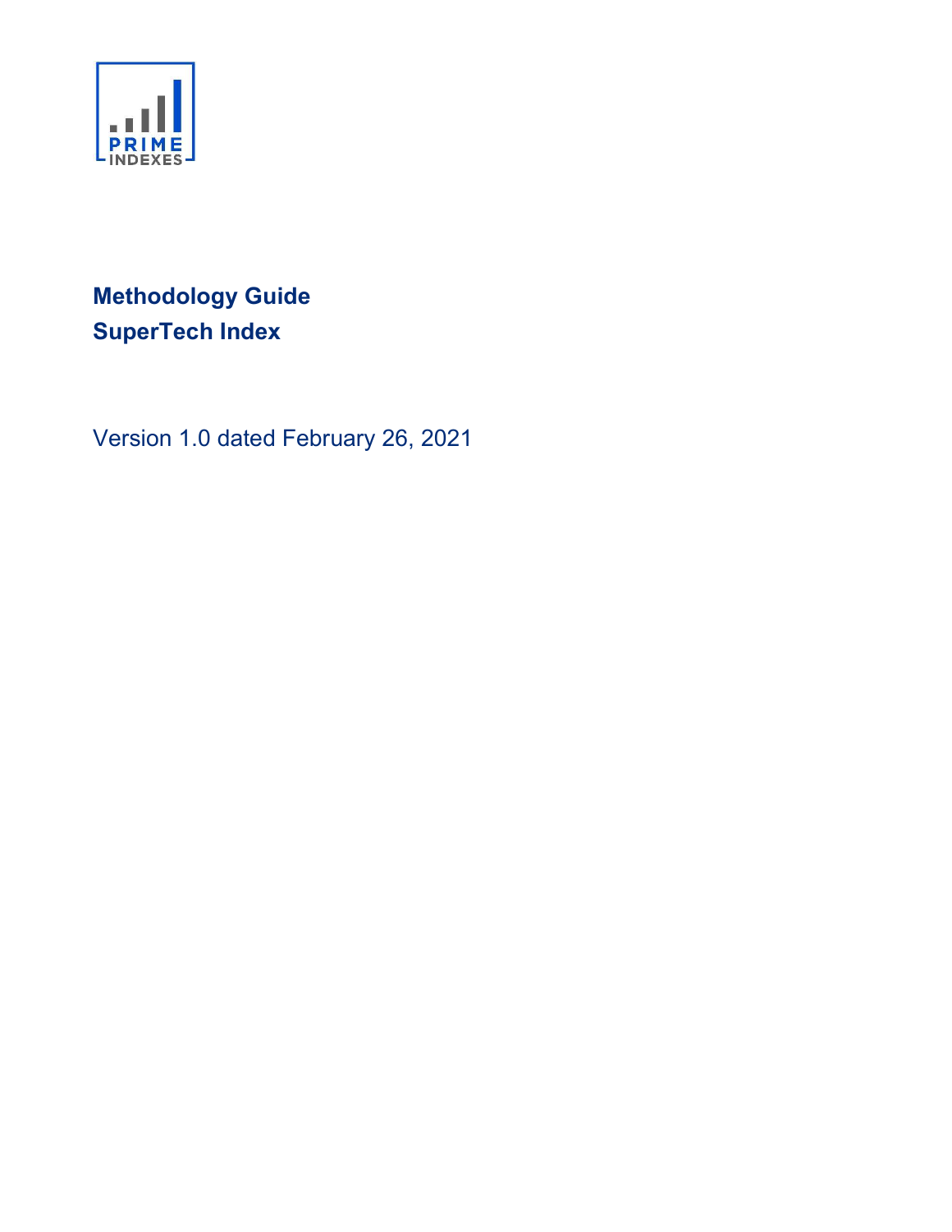PRIME INDEXES

# Methodology Guide
# SuperTech Index

Version 1.0 dated February 26, 2021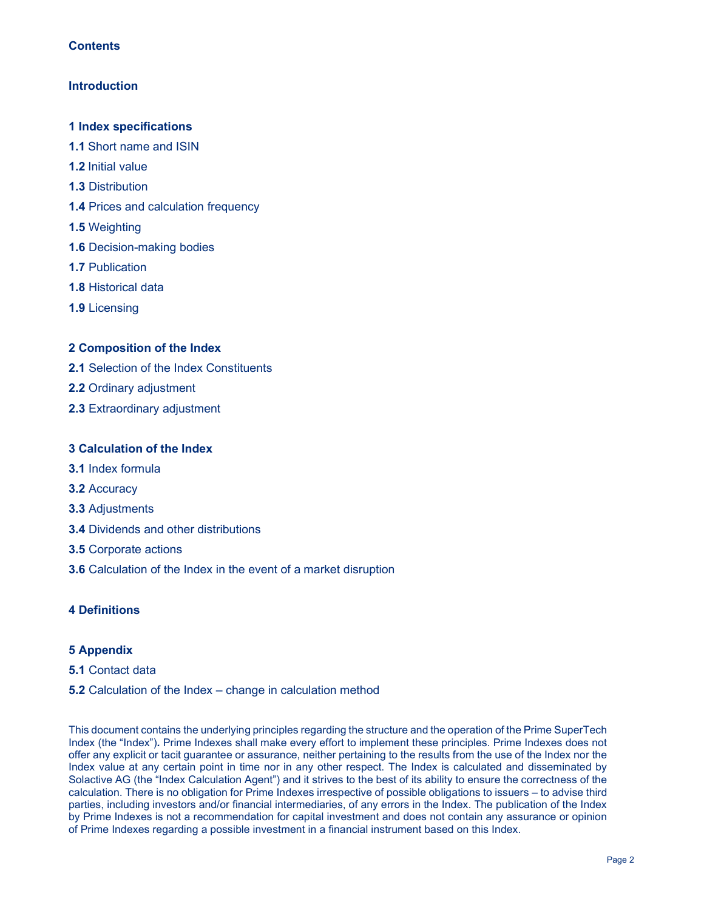## Contents

**Introduction**

**1 Index specifications**

**1.1** Short name and ISIN

**1.2** Initial value

**1.3** Distribution

**1.4** Prices and calculation frequency

**1.5** Weighting

**1.6** Decision-making bodies

**1.7** Publication

**1.8** Historical data

**1.9** Licensing

**2 Composition of the Index**

**2.1** Selection of the Index Constituents

**2.2** Ordinary adjustment

**2.3** Extraordinary adjustment

**3 Calculation of the Index**

**3.1** Index formula

**3.2** Accuracy

**3.3** Adjustments

**3.4** Dividends and other distributions

**3.5** Corporate actions

**3.6** Calculation of the Index in the event of a market disruption

**4 Definitions**

**5 Appendix**

**5.1** Contact data

**5.2** Calculation of the Index – change in calculation method

This document contains the underlying principles regarding the structure and the operation of the Prime SuperTech Index (the "Index")**.** Prime Indexes shall make every effort to implement these principles. Prime Indexes does not offer any explicit or tacit guarantee or assurance, neither pertaining to the results from the use of the Index nor the Index value at any certain point in time nor in any other respect. The Index is calculated and disseminated by Solactive AG (the "Index Calculation Agent") and it strives to the best of its ability to ensure the correctness of the calculation. There is no obligation for Prime Indexes irrespective of possible obligations to issuers – to advise third parties, including investors and/or financial intermediaries, of any errors in the Index. The publication of the Index by Prime Indexes is not a recommendation for capital investment and does not contain any assurance or opinion of Prime Indexes regarding a possible investment in a financial instrument based on this Index.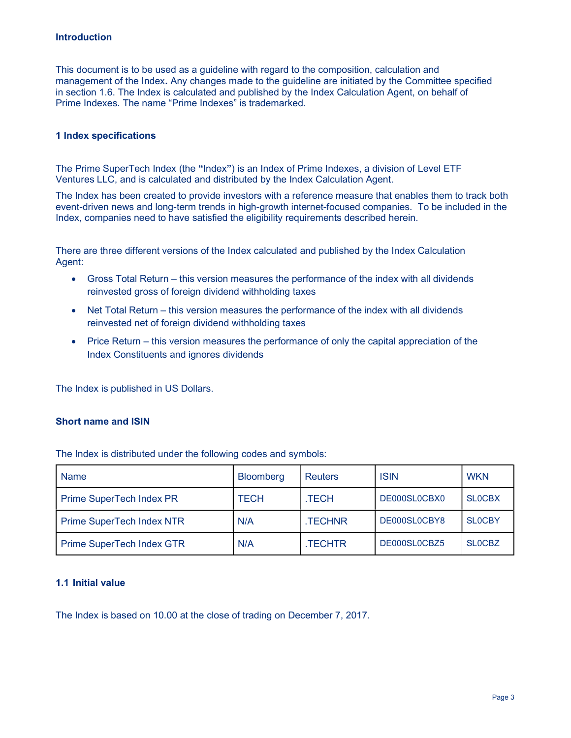## Introduction

This document is to be used as a guideline with regard to the composition, calculation and management of the Index**.** Any changes made to the guideline are initiated by the Committee specified in section 1.6. The Index is calculated and published by the Index Calculation Agent, on behalf of Prime Indexes. The name "Prime Indexes" is trademarked.

## 1 Index specifications

The Prime SuperTech Index (the **"**Index**"**) is an Index of Prime Indexes, a division of Level ETF Ventures LLC, and is calculated and distributed by the Index Calculation Agent.

The Index has been created to provide investors with a reference measure that enables them to track both event-driven news and long-term trends in high-growth internet-focused companies. To be included in the Index, companies need to have satisfied the eligibility requirements described herein.

There are three different versions of the Index calculated and published by the Index Calculation Agent:

- Gross Total Return – this version measures the performance of the index with all dividends reinvested gross of foreign dividend withholding taxes
- Net Total Return – this version measures the performance of the index with all dividends reinvested net of foreign dividend withholding taxes
- Price Return – this version measures the performance of only the capital appreciation of the Index Constituents and ignores dividends

The Index is published in US Dollars.

### Short name and ISIN

The Index is distributed under the following codes and symbols:

| Name | Bloomberg | Reuters | ISIN | WKN |
|---|---|---|---|---|
| Prime SuperTech Index PR | TECH | .TECH | DE000SL0CBX0 | SL0CBX |
| Prime SuperTech Index NTR | N/A | .TECHNR | DE000SL0CBY8 | SL0CBY |
| Prime SuperTech Index GTR | N/A | .TECHTR | DE000SL0CBZ5 | SL0CBZ |

### 1.1 Initial value

The Index is based on 10.00 at the close of trading on December 7, 2017.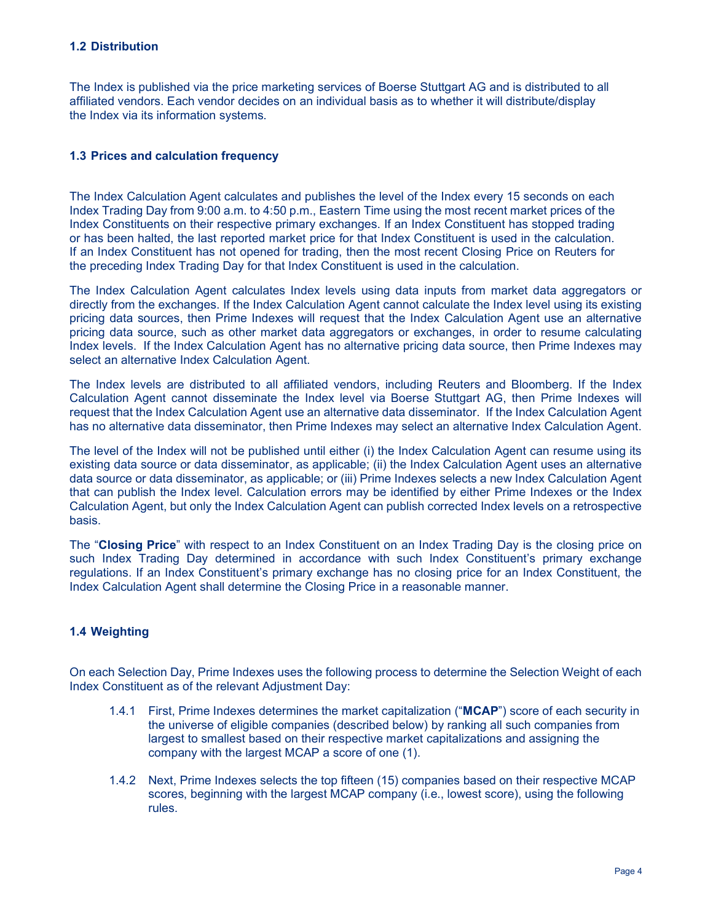### 1.2 Distribution

The Index is published via the price marketing services of Boerse Stuttgart AG and is distributed to all affiliated vendors. Each vendor decides on an individual basis as to whether it will distribute/display the Index via its information systems.

### 1.3 Prices and calculation frequency

The Index Calculation Agent calculates and publishes the level of the Index every 15 seconds on each Index Trading Day from 9:00 a.m. to 4:50 p.m., Eastern Time using the most recent market prices of the Index Constituents on their respective primary exchanges. If an Index Constituent has stopped trading or has been halted, the last reported market price for that Index Constituent is used in the calculation. If an Index Constituent has not opened for trading, then the most recent Closing Price on Reuters for the preceding Index Trading Day for that Index Constituent is used in the calculation.

The Index Calculation Agent calculates Index levels using data inputs from market data aggregators or directly from the exchanges. If the Index Calculation Agent cannot calculate the Index level using its existing pricing data sources, then Prime Indexes will request that the Index Calculation Agent use an alternative pricing data source, such as other market data aggregators or exchanges, in order to resume calculating Index levels. If the Index Calculation Agent has no alternative pricing data source, then Prime Indexes may select an alternative Index Calculation Agent.

The Index levels are distributed to all affiliated vendors, including Reuters and Bloomberg. If the Index Calculation Agent cannot disseminate the Index level via Boerse Stuttgart AG, then Prime Indexes will request that the Index Calculation Agent use an alternative data disseminator. If the Index Calculation Agent has no alternative data disseminator, then Prime Indexes may select an alternative Index Calculation Agent.

The level of the Index will not be published until either (i) the Index Calculation Agent can resume using its existing data source or data disseminator, as applicable; (ii) the Index Calculation Agent uses an alternative data source or data disseminator, as applicable; or (iii) Prime Indexes selects a new Index Calculation Agent that can publish the Index level. Calculation errors may be identified by either Prime Indexes or the Index Calculation Agent, but only the Index Calculation Agent can publish corrected Index levels on a retrospective basis.

The "**Closing Price**" with respect to an Index Constituent on an Index Trading Day is the closing price on such Index Trading Day determined in accordance with such Index Constituent's primary exchange regulations. If an Index Constituent's primary exchange has no closing price for an Index Constituent, the Index Calculation Agent shall determine the Closing Price in a reasonable manner.

### 1.4 Weighting

On each Selection Day, Prime Indexes uses the following process to determine the Selection Weight of each Index Constituent as of the relevant Adjustment Day:

1.4.1 First, Prime Indexes determines the market capitalization ("**MCAP**") score of each security in the universe of eligible companies (described below) by ranking all such companies from largest to smallest based on their respective market capitalizations and assigning the company with the largest MCAP a score of one (1).

1.4.2 Next, Prime Indexes selects the top fifteen (15) companies based on their respective MCAP scores, beginning with the largest MCAP company (i.e., lowest score), using the following rules.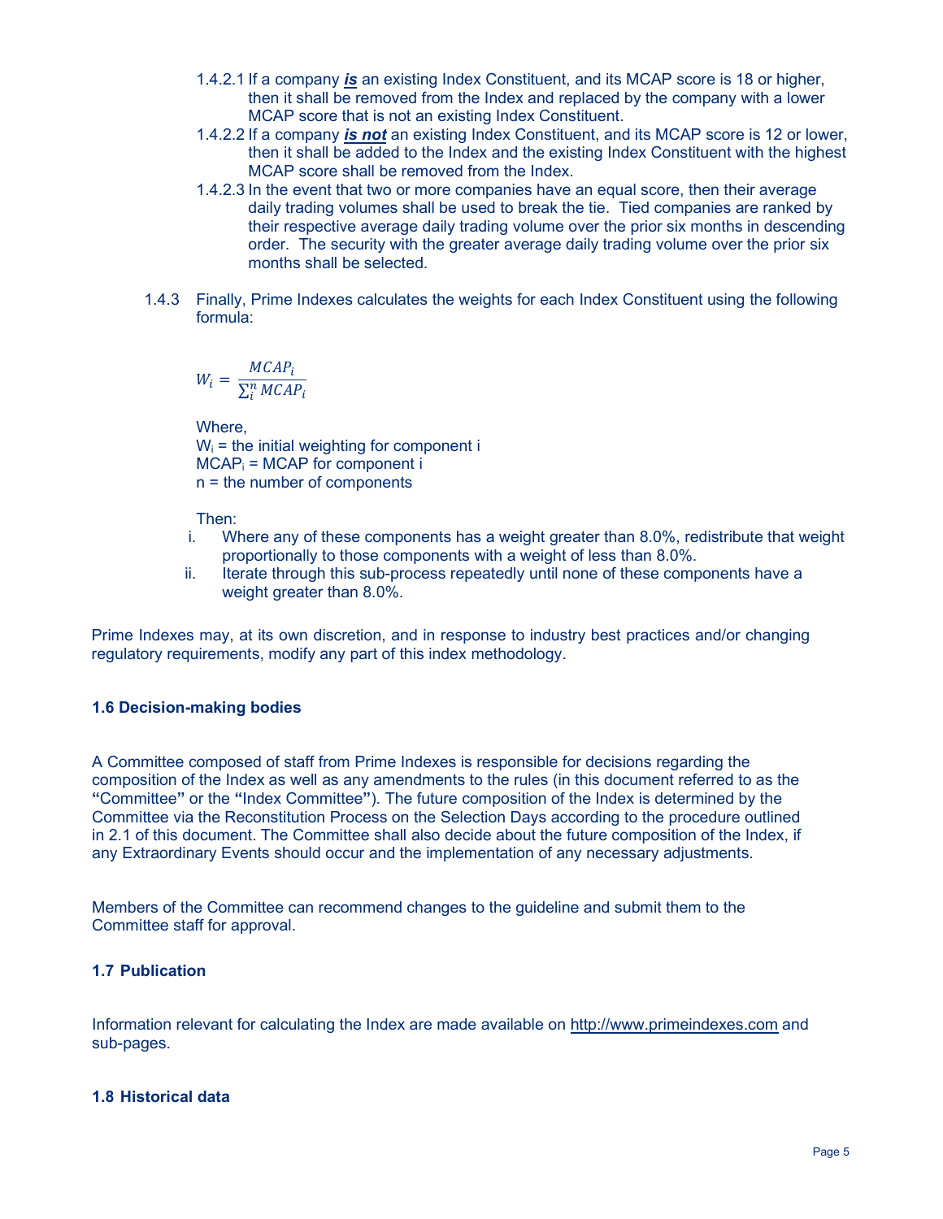1.4.2.1 If a company ***is*** an existing Index Constituent, and its MCAP score is 18 or higher, then it shall be removed from the Index and replaced by the company with a lower MCAP score that is not an existing Index Constituent.

1.4.2.2 If a company ***is not*** an existing Index Constituent, and its MCAP score is 12 or lower, then it shall be added to the Index and the existing Index Constituent with the highest MCAP score shall be removed from the Index.

1.4.2.3 In the event that two or more companies have an equal score, then their average daily trading volumes shall be used to break the tie. Tied companies are ranked by their respective average daily trading volume over the prior six months in descending order. The security with the greater average daily trading volume over the prior six months shall be selected.

1.4.3 Finally, Prime Indexes calculates the weights for each Index Constituent using the following formula:

$$W_i = \frac{MCAP_i}{\sum_i^n MCAP_i}$$

Where,
$W_i$ = the initial weighting for component i
$MCAP_i$ = MCAP for component i
n = the number of components

Then:

i. Where any of these components has a weight greater than 8.0%, redistribute that weight proportionally to those components with a weight of less than 8.0%.
ii. Iterate through this sub-process repeatedly until none of these components have a weight greater than 8.0%.

Prime Indexes may, at its own discretion, and in response to industry best practices and/or changing regulatory requirements, modify any part of this index methodology.

### 1.6 Decision-making bodies

A Committee composed of staff from Prime Indexes is responsible for decisions regarding the composition of the Index as well as any amendments to the rules (in this document referred to as the **"**Committee**"** or the **"**Index Committee**"**). The future composition of the Index is determined by the Committee via the Reconstitution Process on the Selection Days according to the procedure outlined in 2.1 of this document. The Committee shall also decide about the future composition of the Index, if any Extraordinary Events should occur and the implementation of any necessary adjustments.

Members of the Committee can recommend changes to the guideline and submit them to the Committee staff for approval.

### 1.7 Publication

Information relevant for calculating the Index are made available on http://www.primeindexes.com and sub-pages.

### 1.8 Historical data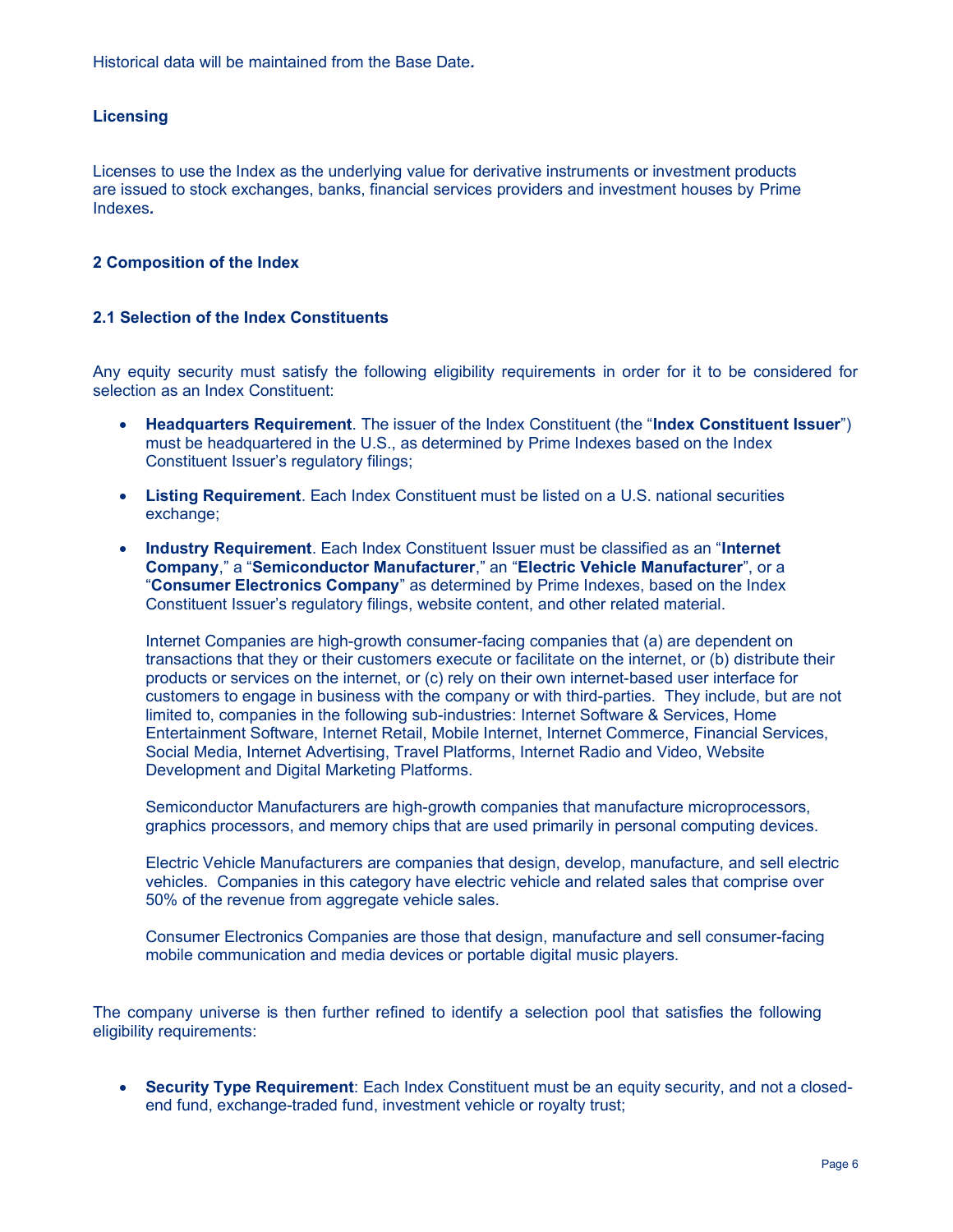Historical data will be maintained from the Base Date**.**

### Licensing

Licenses to use the Index as the underlying value for derivative instruments or investment products are issued to stock exchanges, banks, financial services providers and investment houses by Prime Indexes**.**

## 2 Composition of the Index

### 2.1 Selection of the Index Constituents

Any equity security must satisfy the following eligibility requirements in order for it to be considered for selection as an Index Constituent:

- **Headquarters Requirement**. The issuer of the Index Constituent (the "**Index Constituent Issuer**") must be headquartered in the U.S., as determined by Prime Indexes based on the Index Constituent Issuer's regulatory filings;

- **Listing Requirement**. Each Index Constituent must be listed on a U.S. national securities exchange;

- **Industry Requirement**. Each Index Constituent Issuer must be classified as an "**Internet Company**," a "**Semiconductor Manufacturer**," an "**Electric Vehicle Manufacturer**", or a "**Consumer Electronics Company**" as determined by Prime Indexes, based on the Index Constituent Issuer's regulatory filings, website content, and other related material.

  Internet Companies are high-growth consumer-facing companies that (a) are dependent on transactions that they or their customers execute or facilitate on the internet, or (b) distribute their products or services on the internet, or (c) rely on their own internet-based user interface for customers to engage in business with the company or with third-parties. They include, but are not limited to, companies in the following sub-industries: Internet Software & Services, Home Entertainment Software, Internet Retail, Mobile Internet, Internet Commerce, Financial Services, Social Media, Internet Advertising, Travel Platforms, Internet Radio and Video, Website Development and Digital Marketing Platforms.

  Semiconductor Manufacturers are high-growth companies that manufacture microprocessors, graphics processors, and memory chips that are used primarily in personal computing devices.

  Electric Vehicle Manufacturers are companies that design, develop, manufacture, and sell electric vehicles. Companies in this category have electric vehicle and related sales that comprise over 50% of the revenue from aggregate vehicle sales.

  Consumer Electronics Companies are those that design, manufacture and sell consumer-facing mobile communication and media devices or portable digital music players.

The company universe is then further refined to identify a selection pool that satisfies the following eligibility requirements:

- **Security Type Requirement**: Each Index Constituent must be an equity security, and not a closed-end fund, exchange-traded fund, investment vehicle or royalty trust;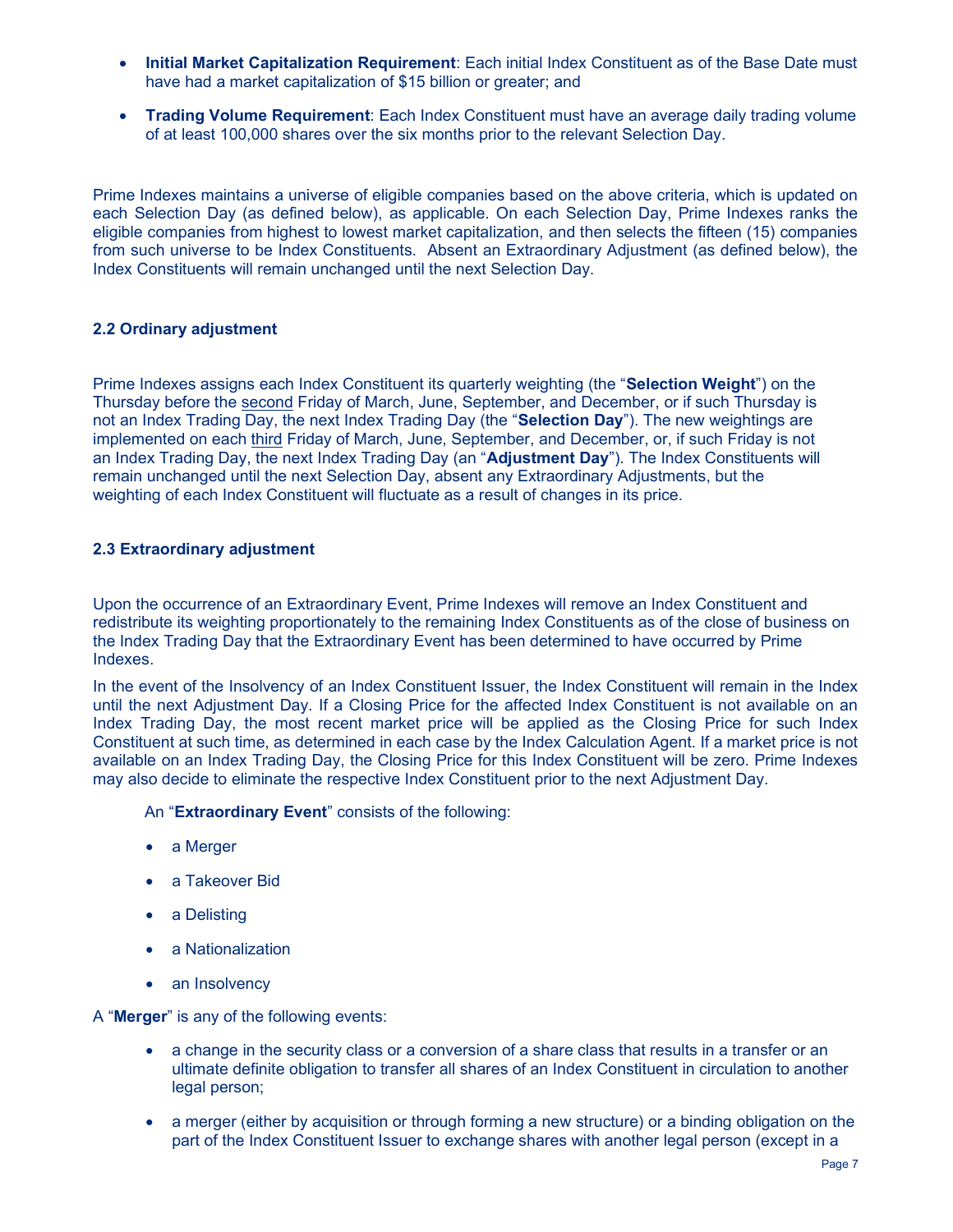- **Initial Market Capitalization Requirement**: Each initial Index Constituent as of the Base Date must have had a market capitalization of $15 billion or greater; and
- **Trading Volume Requirement**: Each Index Constituent must have an average daily trading volume of at least 100,000 shares over the six months prior to the relevant Selection Day.

Prime Indexes maintains a universe of eligible companies based on the above criteria, which is updated on each Selection Day (as defined below), as applicable. On each Selection Day, Prime Indexes ranks the eligible companies from highest to lowest market capitalization, and then selects the fifteen (15) companies from such universe to be Index Constituents. Absent an Extraordinary Adjustment (as defined below), the Index Constituents will remain unchanged until the next Selection Day.

### 2.2 Ordinary adjustment

Prime Indexes assigns each Index Constituent its quarterly weighting (the "**Selection Weight**") on the Thursday before the second Friday of March, June, September, and December, or if such Thursday is not an Index Trading Day, the next Index Trading Day (the "**Selection Day**"). The new weightings are implemented on each third Friday of March, June, September, and December, or, if such Friday is not an Index Trading Day, the next Index Trading Day (an "**Adjustment Day**"). The Index Constituents will remain unchanged until the next Selection Day, absent any Extraordinary Adjustments, but the weighting of each Index Constituent will fluctuate as a result of changes in its price.

### 2.3 Extraordinary adjustment

Upon the occurrence of an Extraordinary Event, Prime Indexes will remove an Index Constituent and redistribute its weighting proportionately to the remaining Index Constituents as of the close of business on the Index Trading Day that the Extraordinary Event has been determined to have occurred by Prime Indexes.

In the event of the Insolvency of an Index Constituent Issuer, the Index Constituent will remain in the Index until the next Adjustment Day. If a Closing Price for the affected Index Constituent is not available on an Index Trading Day, the most recent market price will be applied as the Closing Price for such Index Constituent at such time, as determined in each case by the Index Calculation Agent. If a market price is not available on an Index Trading Day, the Closing Price for this Index Constituent will be zero. Prime Indexes may also decide to eliminate the respective Index Constituent prior to the next Adjustment Day.

An "**Extraordinary Event**" consists of the following:

- a Merger
- a Takeover Bid
- a Delisting
- a Nationalization
- an Insolvency

A "**Merger**" is any of the following events:

- a change in the security class or a conversion of a share class that results in a transfer or an ultimate definite obligation to transfer all shares of an Index Constituent in circulation to another legal person;
- a merger (either by acquisition or through forming a new structure) or a binding obligation on the part of the Index Constituent Issuer to exchange shares with another legal person (except in a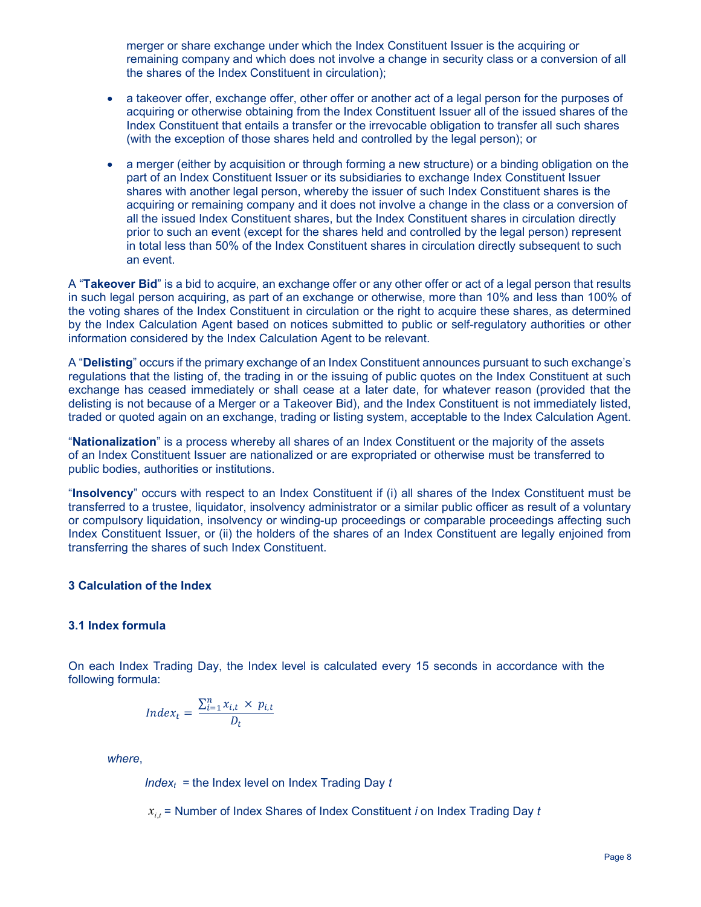merger or share exchange under which the Index Constituent Issuer is the acquiring or remaining company and which does not involve a change in security class or a conversion of all the shares of the Index Constituent in circulation);

- a takeover offer, exchange offer, other offer or another act of a legal person for the purposes of acquiring or otherwise obtaining from the Index Constituent Issuer all of the issued shares of the Index Constituent that entails a transfer or the irrevocable obligation to transfer all such shares (with the exception of those shares held and controlled by the legal person); or
- a merger (either by acquisition or through forming a new structure) or a binding obligation on the part of an Index Constituent Issuer or its subsidiaries to exchange Index Constituent Issuer shares with another legal person, whereby the issuer of such Index Constituent shares is the acquiring or remaining company and it does not involve a change in the class or a conversion of all the issued Index Constituent shares, but the Index Constituent shares in circulation directly prior to such an event (except for the shares held and controlled by the legal person) represent in total less than 50% of the Index Constituent shares in circulation directly subsequent to such an event.

A "**Takeover Bid**" is a bid to acquire, an exchange offer or any other offer or act of a legal person that results in such legal person acquiring, as part of an exchange or otherwise, more than 10% and less than 100% of the voting shares of the Index Constituent in circulation or the right to acquire these shares, as determined by the Index Calculation Agent based on notices submitted to public or self-regulatory authorities or other information considered by the Index Calculation Agent to be relevant.

A "**Delisting**" occurs if the primary exchange of an Index Constituent announces pursuant to such exchange's regulations that the listing of, the trading in or the issuing of public quotes on the Index Constituent at such exchange has ceased immediately or shall cease at a later date, for whatever reason (provided that the delisting is not because of a Merger or a Takeover Bid), and the Index Constituent is not immediately listed, traded or quoted again on an exchange, trading or listing system, acceptable to the Index Calculation Agent.

"**Nationalization**" is a process whereby all shares of an Index Constituent or the majority of the assets of an Index Constituent Issuer are nationalized or are expropriated or otherwise must be transferred to public bodies, authorities or institutions.

"**Insolvency**" occurs with respect to an Index Constituent if (i) all shares of the Index Constituent must be transferred to a trustee, liquidator, insolvency administrator or a similar public officer as result of a voluntary or compulsory liquidation, insolvency or winding-up proceedings or comparable proceedings affecting such Index Constituent Issuer, or (ii) the holders of the shares of an Index Constituent are legally enjoined from transferring the shares of such Index Constituent.

## 3 Calculation of the Index

### 3.1 Index formula

On each Index Trading Day, the Index level is calculated every 15 seconds in accordance with the following formula:

$$Index_t = \frac{\sum_{i=1}^{n} x_{i,t} \times p_{i,t}}{D_t}$$

*where*,

$Index_t$ = the Index level on Index Trading Day *t*

$x_{i,t}$ = Number of Index Shares of Index Constituent *i* on Index Trading Day *t*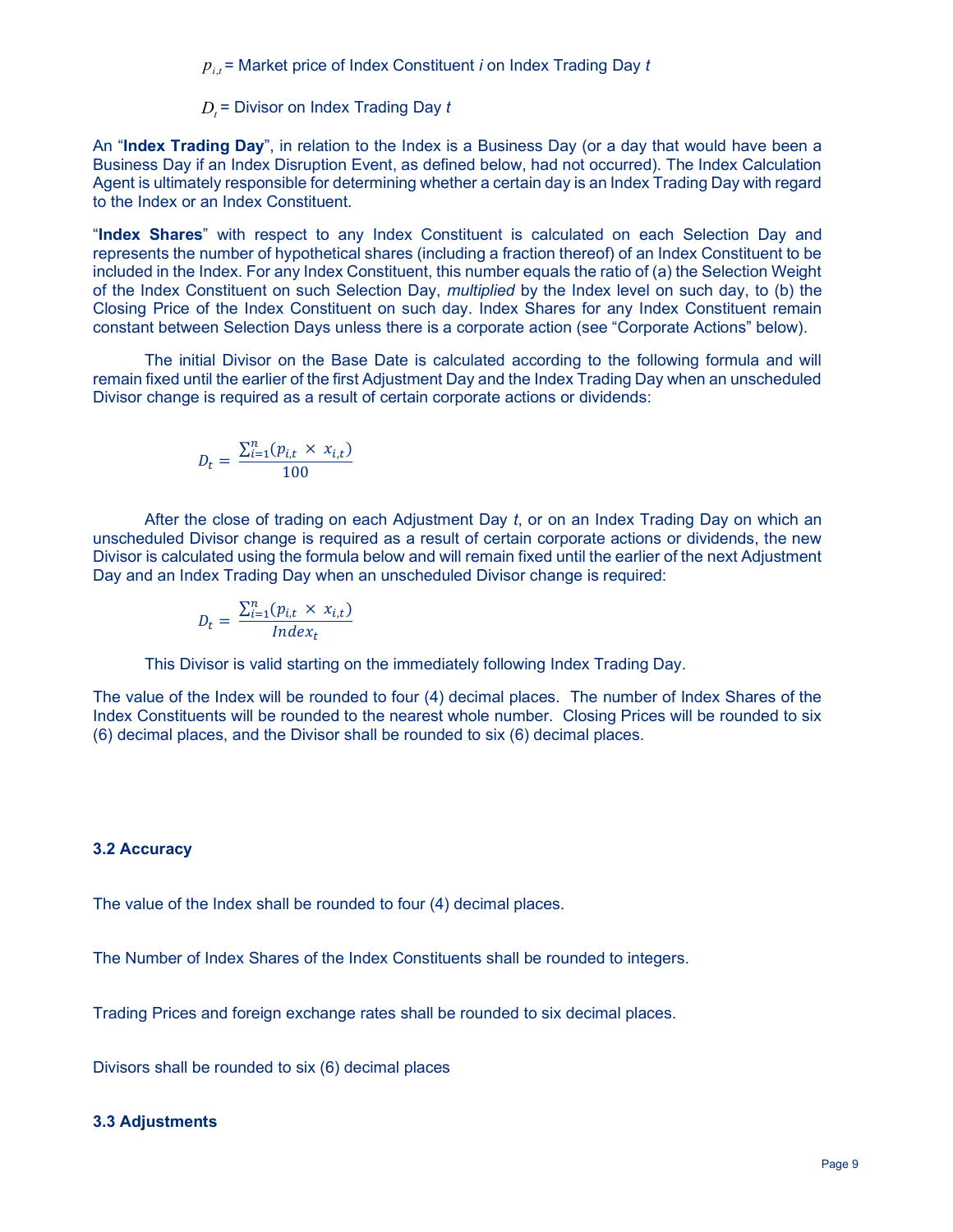$p_{i,t}$ = Market price of Index Constituent *i* on Index Trading Day *t*

$D_t$ = Divisor on Index Trading Day *t*

An "**Index Trading Day**", in relation to the Index is a Business Day (or a day that would have been a Business Day if an Index Disruption Event, as defined below, had not occurred). The Index Calculation Agent is ultimately responsible for determining whether a certain day is an Index Trading Day with regard to the Index or an Index Constituent.

"**Index Shares**" with respect to any Index Constituent is calculated on each Selection Day and represents the number of hypothetical shares (including a fraction thereof) of an Index Constituent to be included in the Index. For any Index Constituent, this number equals the ratio of (a) the Selection Weight of the Index Constituent on such Selection Day, *multiplied* by the Index level on such day, to (b) the Closing Price of the Index Constituent on such day. Index Shares for any Index Constituent remain constant between Selection Days unless there is a corporate action (see "Corporate Actions" below).

The initial Divisor on the Base Date is calculated according to the following formula and will remain fixed until the earlier of the first Adjustment Day and the Index Trading Day when an unscheduled Divisor change is required as a result of certain corporate actions or dividends:

$$D_t = \frac{\sum_{i=1}^{n}(p_{i,t} \times x_{i,t})}{100}$$

After the close of trading on each Adjustment Day *t*, or on an Index Trading Day on which an unscheduled Divisor change is required as a result of certain corporate actions or dividends, the new Divisor is calculated using the formula below and will remain fixed until the earlier of the next Adjustment Day and an Index Trading Day when an unscheduled Divisor change is required:

$$D_t = \frac{\sum_{i=1}^{n}(p_{i,t} \times x_{i,t})}{Index_t}$$

This Divisor is valid starting on the immediately following Index Trading Day.

The value of the Index will be rounded to four (4) decimal places. The number of Index Shares of the Index Constituents will be rounded to the nearest whole number. Closing Prices will be rounded to six (6) decimal places, and the Divisor shall be rounded to six (6) decimal places.

### 3.2 Accuracy

The value of the Index shall be rounded to four (4) decimal places.

The Number of Index Shares of the Index Constituents shall be rounded to integers.

Trading Prices and foreign exchange rates shall be rounded to six decimal places.

Divisors shall be rounded to six (6) decimal places

### 3.3 Adjustments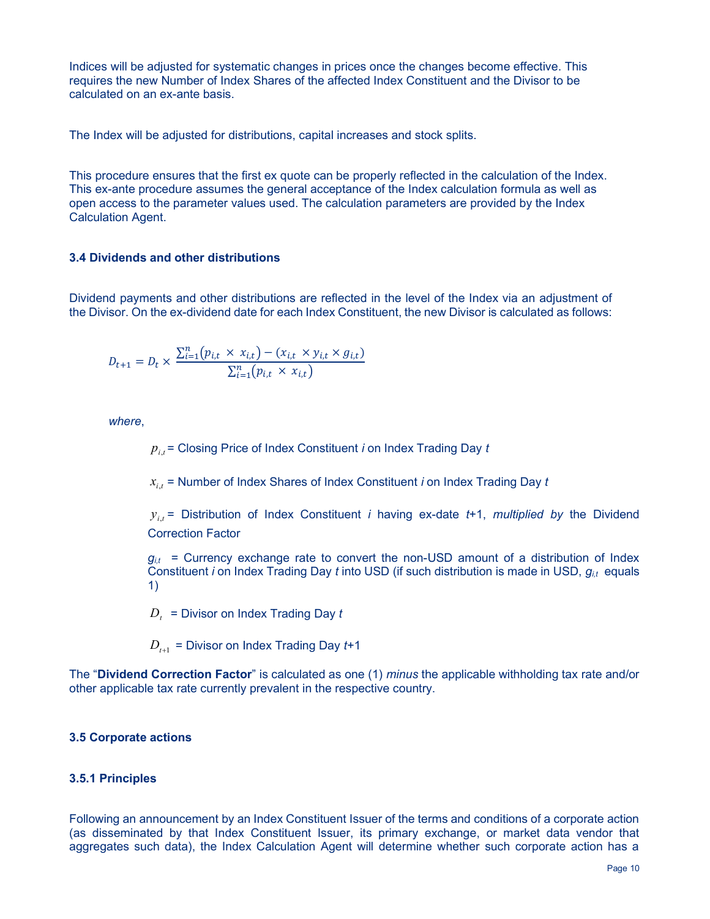Indices will be adjusted for systematic changes in prices once the changes become effective. This requires the new Number of Index Shares of the affected Index Constituent and the Divisor to be calculated on an ex-ante basis.

The Index will be adjusted for distributions, capital increases and stock splits.

This procedure ensures that the first ex quote can be properly reflected in the calculation of the Index. This ex-ante procedure assumes the general acceptance of the Index calculation formula as well as open access to the parameter values used. The calculation parameters are provided by the Index Calculation Agent.

### 3.4 Dividends and other distributions

Dividend payments and other distributions are reflected in the level of the Index via an adjustment of the Divisor. On the ex-dividend date for each Index Constituent, the new Divisor is calculated as follows:

$$D_{t+1} = D_t \times \frac{\sum_{i=1}^{n}(p_{i,t} \times x_{i,t}) - (x_{i,t} \times y_{i,t} \times g_{i,t})}{\sum_{i=1}^{n}(p_{i,t} \times x_{i,t})}$$

*where*,

$p_{i,t}$ = Closing Price of Index Constituent *i* on Index Trading Day *t*

$x_{i,t}$ = Number of Index Shares of Index Constituent *i* on Index Trading Day *t*

$y_{i,t}$ = Distribution of Index Constituent *i* having ex-date *t*+1, *multiplied by* the Dividend Correction Factor

$g_{i,t}$ = Currency exchange rate to convert the non-USD amount of a distribution of Index Constituent *i* on Index Trading Day *t* into USD (if such distribution is made in USD, $g_{i,t}$ equals 1)

$D_t$ = Divisor on Index Trading Day *t*

$D_{t+1}$ = Divisor on Index Trading Day *t*+1

The "**Dividend Correction Factor**" is calculated as one (1) *minus* the applicable withholding tax rate and/or other applicable tax rate currently prevalent in the respective country.

### 3.5 Corporate actions

#### 3.5.1 Principles

Following an announcement by an Index Constituent Issuer of the terms and conditions of a corporate action (as disseminated by that Index Constituent Issuer, its primary exchange, or market data vendor that aggregates such data), the Index Calculation Agent will determine whether such corporate action has a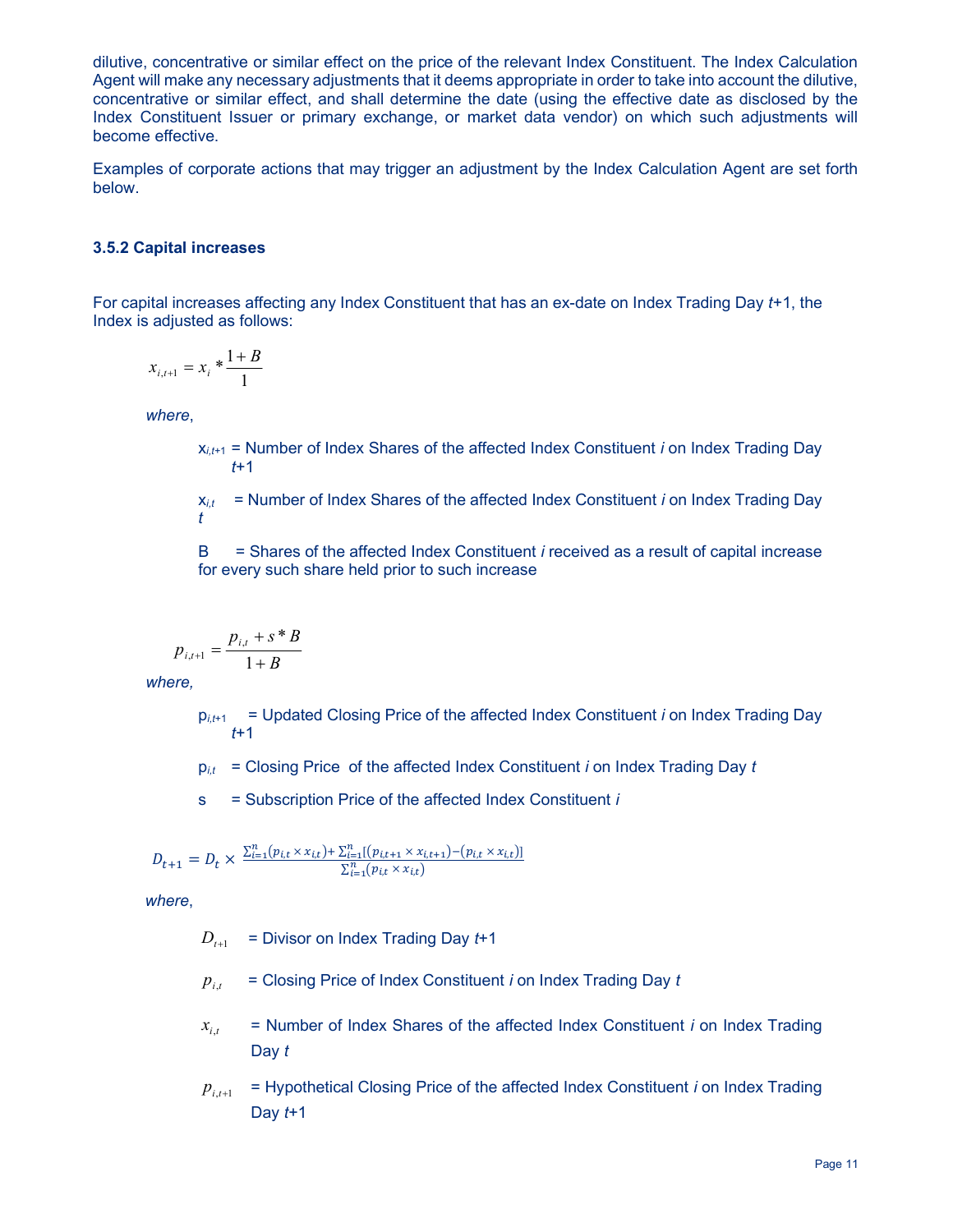dilutive, concentrative or similar effect on the price of the relevant Index Constituent. The Index Calculation Agent will make any necessary adjustments that it deems appropriate in order to take into account the dilutive, concentrative or similar effect, and shall determine the date (using the effective date as disclosed by the Index Constituent Issuer or primary exchange, or market data vendor) on which such adjustments will become effective.

Examples of corporate actions that may trigger an adjustment by the Index Calculation Agent are set forth below.

### 3.5.2 Capital increases

For capital increases affecting any Index Constituent that has an ex-date on Index Trading Day *t*+1, the Index is adjusted as follows:

$$x_{i,t+1} = x_i * \frac{1+B}{1}$$

*where*,

$x_{i,t+1}$ = Number of Index Shares of the affected Index Constituent *i* on Index Trading Day *t*+1

$x_{i,t}$ = Number of Index Shares of the affected Index Constituent *i* on Index Trading Day *t*

B = Shares of the affected Index Constituent *i* received as a result of capital increase for every such share held prior to such increase

$$p_{i,t+1} = \frac{p_{i,t} + s * B}{1+B}$$

*where,*

$p_{i,t+1}$ = Updated Closing Price of the affected Index Constituent *i* on Index Trading Day *t*+1

$p_{i,t}$ = Closing Price of the affected Index Constituent *i* on Index Trading Day *t*

s = Subscription Price of the affected Index Constituent *i*

$$D_{t+1} = D_t \times \frac{\sum_{i=1}^{n}(p_{i,t} \times x_{i,t}) + \sum_{i=1}^{n}[(p_{i,t+1} \times x_{i,t+1}) - (p_{i,t} \times x_{i,t})]}{\sum_{i=1}^{n}(p_{i,t} \times x_{i,t})}$$

*where*,

$D_{t+1}$ = Divisor on Index Trading Day *t*+1

$p_{i,t}$ = Closing Price of Index Constituent *i* on Index Trading Day *t*

$x_{i,t}$ = Number of Index Shares of the affected Index Constituent *i* on Index Trading Day *t*

$p_{i,t+1}$ = Hypothetical Closing Price of the affected Index Constituent *i* on Index Trading Day *t*+1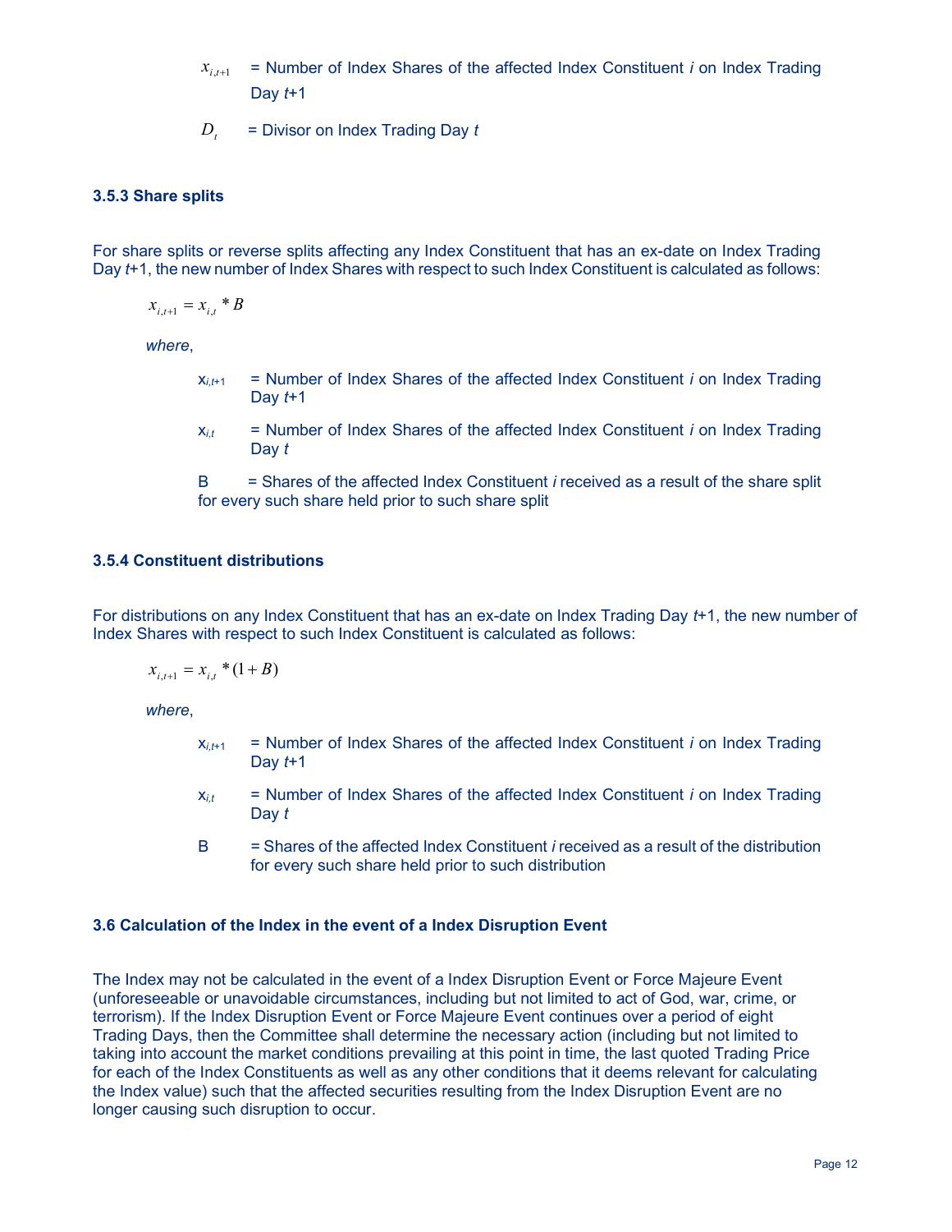$x_{i,t+1}$ = Number of Index Shares of the affected Index Constituent *i* on Index Trading Day *t*+1

$D_t$ = Divisor on Index Trading Day *t*

### 3.5.3 Share splits

For share splits or reverse splits affecting any Index Constituent that has an ex-date on Index Trading Day *t*+1, the new number of Index Shares with respect to such Index Constituent is calculated as follows:

$$x_{i,t+1} = x_{i,t} * B$$

*where*,

$x_{i,t+1}$ = Number of Index Shares of the affected Index Constituent *i* on Index Trading Day *t*+1

$x_{i,t}$ = Number of Index Shares of the affected Index Constituent *i* on Index Trading Day *t*

B = Shares of the affected Index Constituent *i* received as a result of the share split for every such share held prior to such share split

### 3.5.4 Constituent distributions

For distributions on any Index Constituent that has an ex-date on Index Trading Day *t*+1, the new number of Index Shares with respect to such Index Constituent is calculated as follows:

$$x_{i,t+1} = x_{i,t} * (1 + B)$$

*where*,

$x_{i,t+1}$ = Number of Index Shares of the affected Index Constituent *i* on Index Trading Day *t*+1

$x_{i,t}$ = Number of Index Shares of the affected Index Constituent *i* on Index Trading Day *t*

B = Shares of the affected Index Constituent *i* received as a result of the distribution for every such share held prior to such distribution

### 3.6 Calculation of the Index in the event of a Index Disruption Event

The Index may not be calculated in the event of a Index Disruption Event or Force Majeure Event (unforeseeable or unavoidable circumstances, including but not limited to act of God, war, crime, or terrorism). If the Index Disruption Event or Force Majeure Event continues over a period of eight Trading Days, then the Committee shall determine the necessary action (including but not limited to taking into account the market conditions prevailing at this point in time, the last quoted Trading Price for each of the Index Constituents as well as any other conditions that it deems relevant for calculating the Index value) such that the affected securities resulting from the Index Disruption Event are no longer causing such disruption to occur.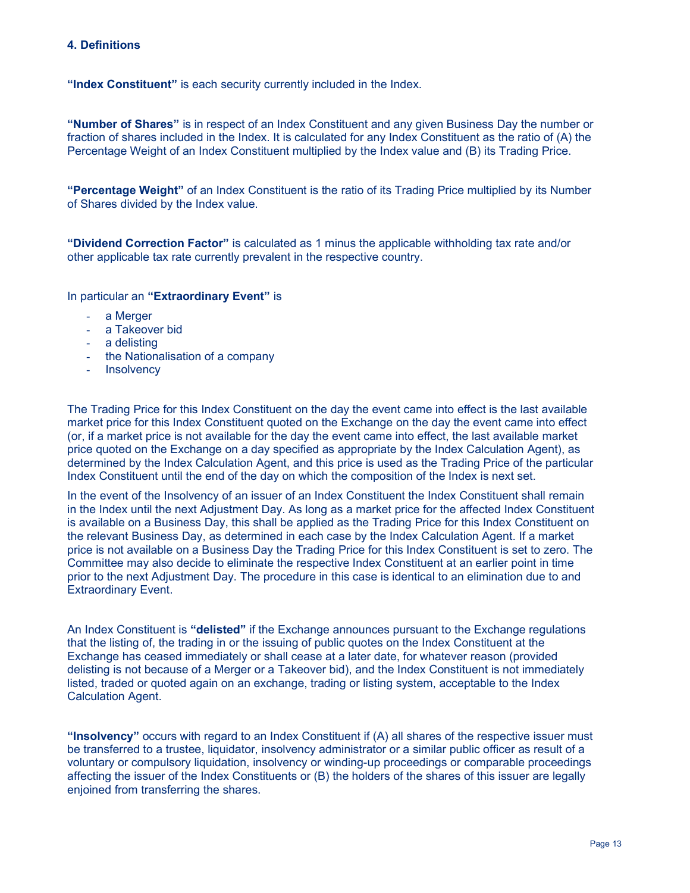## 4. Definitions

**"Index Constituent"** is each security currently included in the Index.

**"Number of Shares"** is in respect of an Index Constituent and any given Business Day the number or fraction of shares included in the Index. It is calculated for any Index Constituent as the ratio of (A) the Percentage Weight of an Index Constituent multiplied by the Index value and (B) its Trading Price.

**"Percentage Weight"** of an Index Constituent is the ratio of its Trading Price multiplied by its Number of Shares divided by the Index value.

**"Dividend Correction Factor"** is calculated as 1 minus the applicable withholding tax rate and/or other applicable tax rate currently prevalent in the respective country.

In particular an **"Extraordinary Event"** is

- a Merger
- a Takeover bid
- a delisting
- the Nationalisation of a company
- Insolvency

The Trading Price for this Index Constituent on the day the event came into effect is the last available market price for this Index Constituent quoted on the Exchange on the day the event came into effect (or, if a market price is not available for the day the event came into effect, the last available market price quoted on the Exchange on a day specified as appropriate by the Index Calculation Agent), as determined by the Index Calculation Agent, and this price is used as the Trading Price of the particular Index Constituent until the end of the day on which the composition of the Index is next set.

In the event of the Insolvency of an issuer of an Index Constituent the Index Constituent shall remain in the Index until the next Adjustment Day. As long as a market price for the affected Index Constituent is available on a Business Day, this shall be applied as the Trading Price for this Index Constituent on the relevant Business Day, as determined in each case by the Index Calculation Agent. If a market price is not available on a Business Day the Trading Price for this Index Constituent is set to zero. The Committee may also decide to eliminate the respective Index Constituent at an earlier point in time prior to the next Adjustment Day. The procedure in this case is identical to an elimination due to and Extraordinary Event.

An Index Constituent is **"delisted"** if the Exchange announces pursuant to the Exchange regulations that the listing of, the trading in or the issuing of public quotes on the Index Constituent at the Exchange has ceased immediately or shall cease at a later date, for whatever reason (provided delisting is not because of a Merger or a Takeover bid), and the Index Constituent is not immediately listed, traded or quoted again on an exchange, trading or listing system, acceptable to the Index Calculation Agent.

**"Insolvency"** occurs with regard to an Index Constituent if (A) all shares of the respective issuer must be transferred to a trustee, liquidator, insolvency administrator or a similar public officer as result of a voluntary or compulsory liquidation, insolvency or winding-up proceedings or comparable proceedings affecting the issuer of the Index Constituents or (B) the holders of the shares of this issuer are legally enjoined from transferring the shares.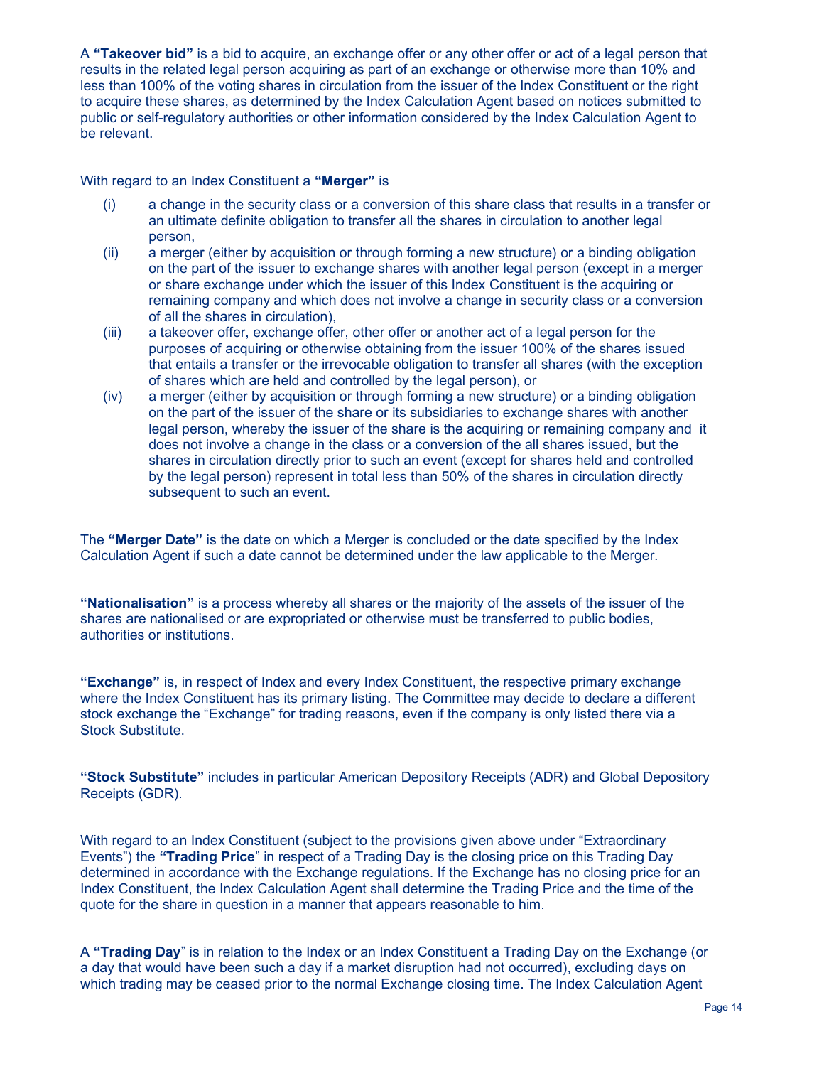A **"Takeover bid"** is a bid to acquire, an exchange offer or any other offer or act of a legal person that results in the related legal person acquiring as part of an exchange or otherwise more than 10% and less than 100% of the voting shares in circulation from the issuer of the Index Constituent or the right to acquire these shares, as determined by the Index Calculation Agent based on notices submitted to public or self-regulatory authorities or other information considered by the Index Calculation Agent to be relevant.

With regard to an Index Constituent a **"Merger"** is

(i) a change in the security class or a conversion of this share class that results in a transfer or an ultimate definite obligation to transfer all the shares in circulation to another legal person,

(ii) a merger (either by acquisition or through forming a new structure) or a binding obligation on the part of the issuer to exchange shares with another legal person (except in a merger or share exchange under which the issuer of this Index Constituent is the acquiring or remaining company and which does not involve a change in security class or a conversion of all the shares in circulation),

(iii) a takeover offer, exchange offer, other offer or another act of a legal person for the purposes of acquiring or otherwise obtaining from the issuer 100% of the shares issued that entails a transfer or the irrevocable obligation to transfer all shares (with the exception of shares which are held and controlled by the legal person), or

(iv) a merger (either by acquisition or through forming a new structure) or a binding obligation on the part of the issuer of the share or its subsidiaries to exchange shares with another legal person, whereby the issuer of the share is the acquiring or remaining company and it does not involve a change in the class or a conversion of the all shares issued, but the shares in circulation directly prior to such an event (except for shares held and controlled by the legal person) represent in total less than 50% of the shares in circulation directly subsequent to such an event.

The **"Merger Date"** is the date on which a Merger is concluded or the date specified by the Index Calculation Agent if such a date cannot be determined under the law applicable to the Merger.

**"Nationalisation"** is a process whereby all shares or the majority of the assets of the issuer of the shares are nationalised or are expropriated or otherwise must be transferred to public bodies, authorities or institutions.

**"Exchange"** is, in respect of Index and every Index Constituent, the respective primary exchange where the Index Constituent has its primary listing. The Committee may decide to declare a different stock exchange the "Exchange" for trading reasons, even if the company is only listed there via a Stock Substitute.

**"Stock Substitute"** includes in particular American Depository Receipts (ADR) and Global Depository Receipts (GDR).

With regard to an Index Constituent (subject to the provisions given above under "Extraordinary Events") the **"Trading Price**" in respect of a Trading Day is the closing price on this Trading Day determined in accordance with the Exchange regulations. If the Exchange has no closing price for an Index Constituent, the Index Calculation Agent shall determine the Trading Price and the time of the quote for the share in question in a manner that appears reasonable to him.

A **"Trading Day**" is in relation to the Index or an Index Constituent a Trading Day on the Exchange (or a day that would have been such a day if a market disruption had not occurred), excluding days on which trading may be ceased prior to the normal Exchange closing time. The Index Calculation Agent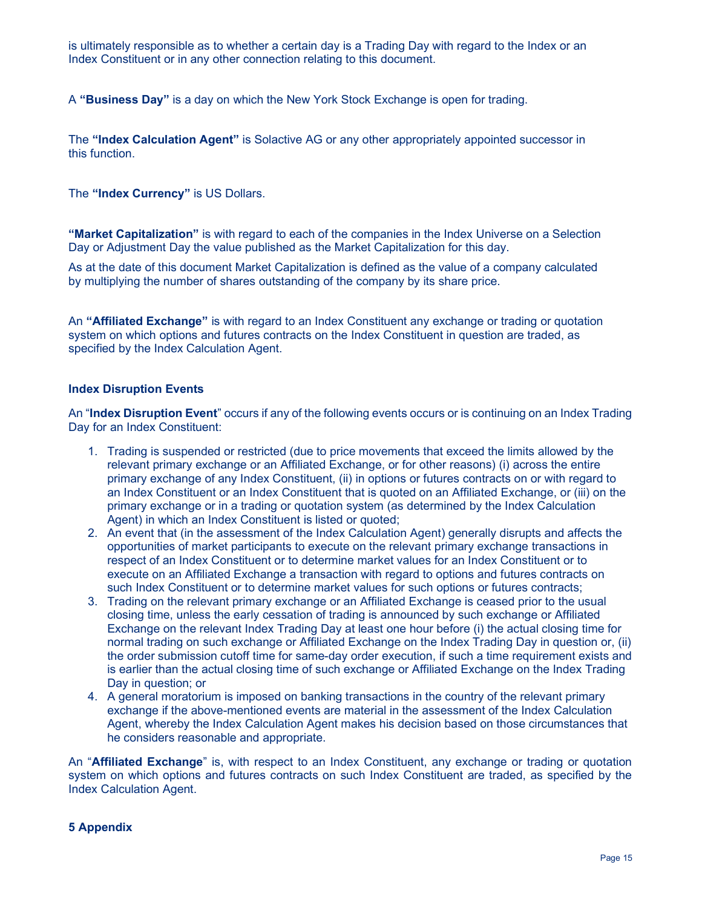is ultimately responsible as to whether a certain day is a Trading Day with regard to the Index or an Index Constituent or in any other connection relating to this document.

A **"Business Day"** is a day on which the New York Stock Exchange is open for trading.

The **"Index Calculation Agent"** is Solactive AG or any other appropriately appointed successor in this function.

The **"Index Currency"** is US Dollars.

**"Market Capitalization"** is with regard to each of the companies in the Index Universe on a Selection Day or Adjustment Day the value published as the Market Capitalization for this day.

As at the date of this document Market Capitalization is defined as the value of a company calculated by multiplying the number of shares outstanding of the company by its share price.

An **"Affiliated Exchange"** is with regard to an Index Constituent any exchange or trading or quotation system on which options and futures contracts on the Index Constituent in question are traded, as specified by the Index Calculation Agent.

**Index Disruption Events**

An "**Index Disruption Event**" occurs if any of the following events occurs or is continuing on an Index Trading Day for an Index Constituent:

1. Trading is suspended or restricted (due to price movements that exceed the limits allowed by the relevant primary exchange or an Affiliated Exchange, or for other reasons) (i) across the entire primary exchange of any Index Constituent, (ii) in options or futures contracts on or with regard to an Index Constituent or an Index Constituent that is quoted on an Affiliated Exchange, or (iii) on the primary exchange or in a trading or quotation system (as determined by the Index Calculation Agent) in which an Index Constituent is listed or quoted;
2. An event that (in the assessment of the Index Calculation Agent) generally disrupts and affects the opportunities of market participants to execute on the relevant primary exchange transactions in respect of an Index Constituent or to determine market values for an Index Constituent or to execute on an Affiliated Exchange a transaction with regard to options and futures contracts on such Index Constituent or to determine market values for such options or futures contracts;
3. Trading on the relevant primary exchange or an Affiliated Exchange is ceased prior to the usual closing time, unless the early cessation of trading is announced by such exchange or Affiliated Exchange on the relevant Index Trading Day at least one hour before (i) the actual closing time for normal trading on such exchange or Affiliated Exchange on the Index Trading Day in question or, (ii) the order submission cutoff time for same-day order execution, if such a time requirement exists and is earlier than the actual closing time of such exchange or Affiliated Exchange on the Index Trading Day in question; or
4. A general moratorium is imposed on banking transactions in the country of the relevant primary exchange if the above-mentioned events are material in the assessment of the Index Calculation Agent, whereby the Index Calculation Agent makes his decision based on those circumstances that he considers reasonable and appropriate.

An "**Affiliated Exchange**" is, with respect to an Index Constituent, any exchange or trading or quotation system on which options and futures contracts on such Index Constituent are traded, as specified by the Index Calculation Agent.

## 5 Appendix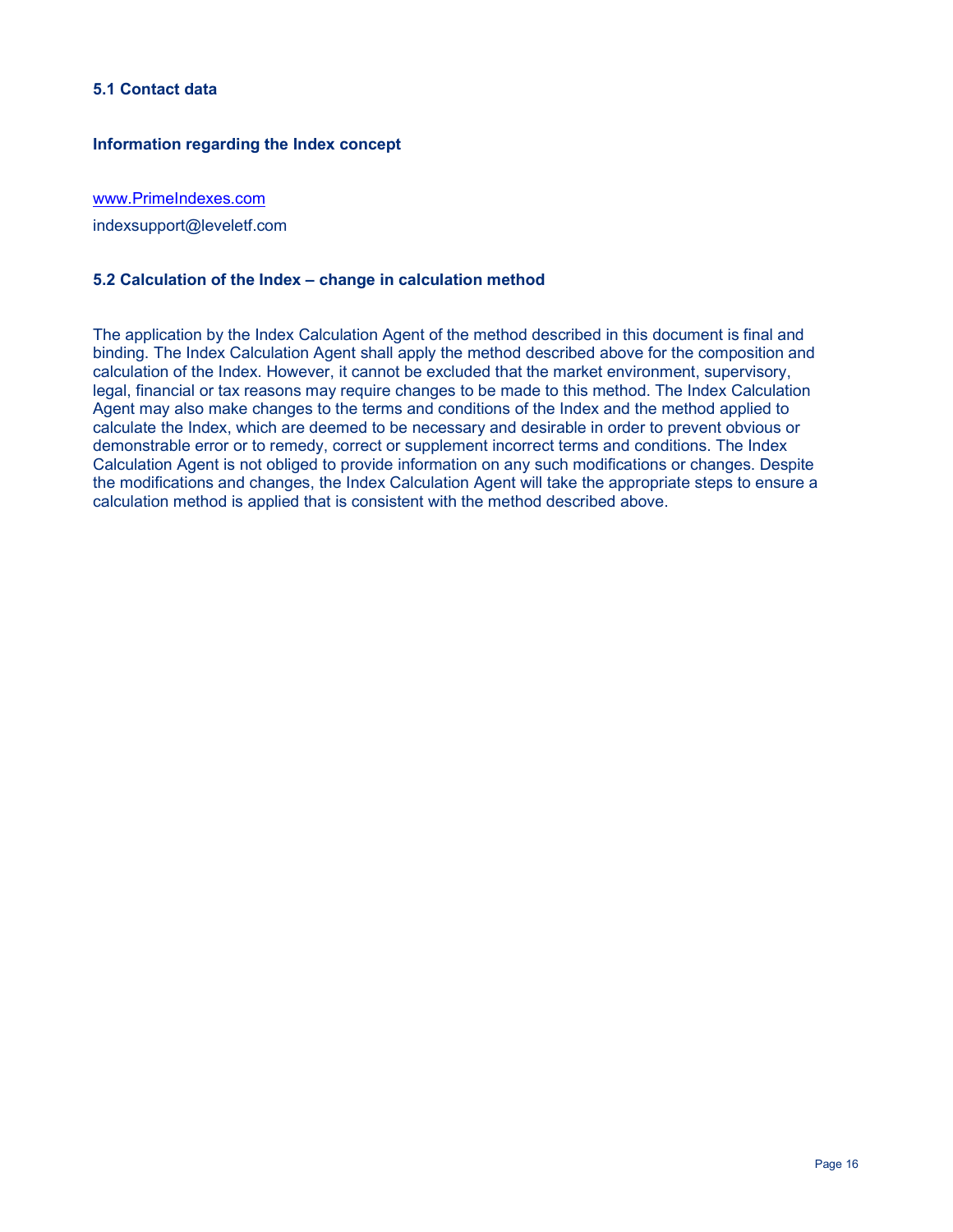### 5.1 Contact data

#### Information regarding the Index concept

www.PrimeIndexes.com

indexsupport@leveletf.com

### 5.2 Calculation of the Index – change in calculation method

The application by the Index Calculation Agent of the method described in this document is final and binding. The Index Calculation Agent shall apply the method described above for the composition and calculation of the Index. However, it cannot be excluded that the market environment, supervisory, legal, financial or tax reasons may require changes to be made to this method. The Index Calculation Agent may also make changes to the terms and conditions of the Index and the method applied to calculate the Index, which are deemed to be necessary and desirable in order to prevent obvious or demonstrable error or to remedy, correct or supplement incorrect terms and conditions. The Index Calculation Agent is not obliged to provide information on any such modifications or changes. Despite the modifications and changes, the Index Calculation Agent will take the appropriate steps to ensure a calculation method is applied that is consistent with the method described above.